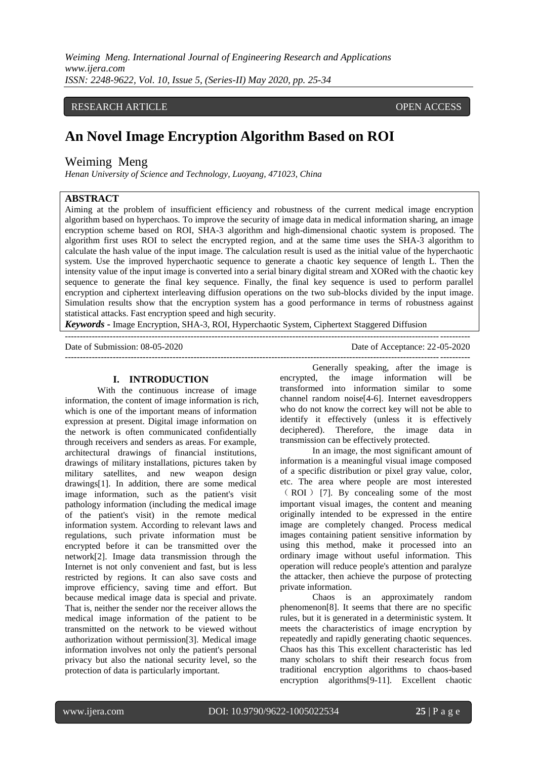RESEARCH ARTICLE OPEN ACCESS

# An Novel Image Encryption Algorithm Based on ROI

## Weiming Meng

*Henan University of Science and Technology, Luoyang, 471023, China*

**ABSTRACT**

Aiming at the problem of insufficient efficiency and robustness of the current medical image encryption algorithm based on hyperchaos. To improve the security of image data in medical information sharing, an image encryption scheme based on ROI, SHA-3 algorithm and high-dimensional chaotic system is proposed. The algorithm first uses ROI to select the encrypted region, and at the same time uses the SHA-3 algorithm to calculate the hash value of the input image. The calculation result is used as the initial value of the hyperchaotic system. Use the improved hyperchaotic sequence to generate a chaotic key sequence of length L. Then the intensity value of the input image is converted into a serial binary digital stream and XORed with the chaotic key sequence to generate the final key sequence. Finally, the final key sequence is used to perform parallel encryption and ciphertext interleaving diffusion operations on the two sub-blocks divided by the input image. Simulation results show that the encryption system has a good performance in terms of robustness against statistical attacks. Fast encryption speed and high security.

***Keywords*** **-** Image Encryption, SHA-3, ROI, Hyperchaotic System, Ciphertext Staggered Diffusion

---

Date of Submission: 08-05-2020 Date of Acceptance: 22-05-2020

---

## I. INTRODUCTION

With the continuous increase of image information, the content of image information is rich, which is one of the important means of information expression at present. Digital image information on the network is often communicated confidentially through receivers and senders as areas. For example, architectural drawings of financial institutions, drawings of military installations, pictures taken by military satellites, and new weapon design drawings[1]. In addition, there are some medical image information, such as the patient's visit pathology information (including the medical image of the patient's visit) in the remote medical information system. According to relevant laws and regulations, such private information must be encrypted before it can be transmitted over the network[2]. Image data transmission through the Internet is not only convenient and fast, but is less restricted by regions. It can also save costs and improve efficiency, saving time and effort. But because medical image data is special and private. That is, neither the sender nor the receiver allows the medical image information of the patient to be transmitted on the network to be viewed without authorization without permission[3]. Medical image information involves not only the patient's personal privacy but also the national security level, so the protection of data is particularly important.

Generally speaking, after the image is encrypted, the image information will be transformed into information similar to some channel random noise[4-6]. Internet eavesdroppers who do not know the correct key will not be able to identify it effectively (unless it is effectively deciphered). Therefore, the image data in transmission can be effectively protected.

In an image, the most significant amount of information is a meaningful visual image composed of a specific distribution or pixel gray value, color, etc. The area where people are most interested （ROI）[7]. By concealing some of the most important visual images, the content and meaning originally intended to be expressed in the entire image are completely changed. Process medical images containing patient sensitive information by using this method, make it processed into an ordinary image without useful information. This operation will reduce people's attention and paralyze the attacker, then achieve the purpose of protecting private information.

Chaos is an approximately random phenomenon[8]. It seems that there are no specific rules, but it is generated in a deterministic system. It meets the characteristics of image encryption by repeatedly and rapidly generating chaotic sequences. Chaos has this This excellent characteristic has led many scholars to shift their research focus from traditional encryption algorithms to chaos-based encryption algorithms[9-11]. Excellent chaotic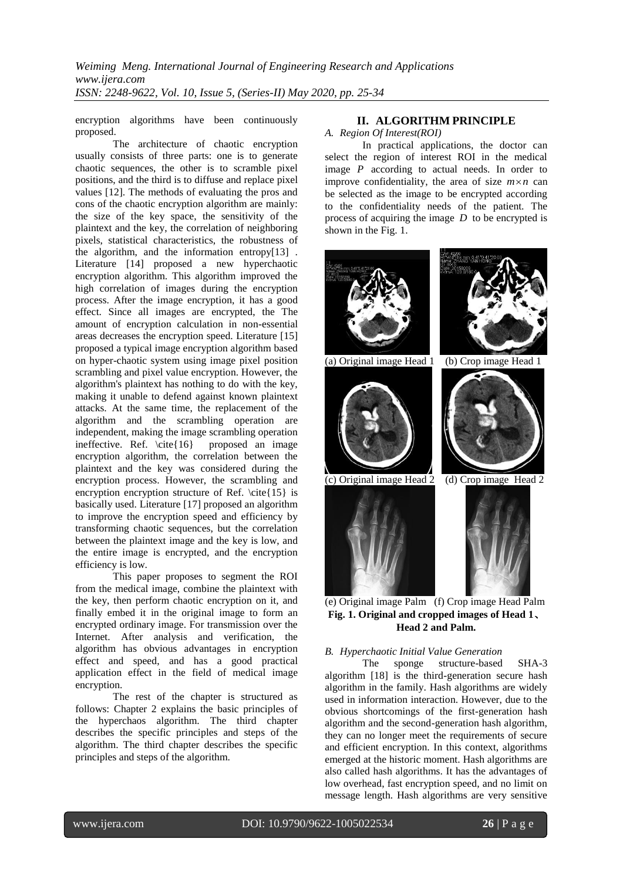encryption algorithms have been continuously proposed.

The architecture of chaotic encryption usually consists of three parts: one is to generate chaotic sequences, the other is to scramble pixel positions, and the third is to diffuse and replace pixel values [12]. The methods of evaluating the pros and cons of the chaotic encryption algorithm are mainly: the size of the key space, the sensitivity of the plaintext and the key, the correlation of neighboring pixels, statistical characteristics, the robustness of the algorithm, and the information entropy[13] . Literature [14] proposed a new hyperchaotic encryption algorithm. This algorithm improved the high correlation of images during the encryption process. After the image encryption, it has a good effect. Since all images are encrypted, the The amount of encryption calculation in non-essential areas decreases the encryption speed. Literature [15] proposed a typical image encryption algorithm based on hyper-chaotic system using image pixel position scrambling and pixel value encryption. However, the algorithm's plaintext has nothing to do with the key, making it unable to defend against known plaintext attacks. At the same time, the replacement of the algorithm and the scrambling operation are independent, making the image scrambling operation ineffective. Ref. \cite{16} proposed an image encryption algorithm, the correlation between the plaintext and the key was considered during the encryption process. However, the scrambling and encryption encryption structure of Ref. \cite{15} is basically used. Literature [17] proposed an algorithm to improve the encryption speed and efficiency by transforming chaotic sequences, but the correlation between the plaintext image and the key is low, and the entire image is encrypted, and the encryption efficiency is low.

This paper proposes to segment the ROI from the medical image, combine the plaintext with the key, then perform chaotic encryption on it, and finally embed it in the original image to form an encrypted ordinary image. For transmission over the Internet. After analysis and verification, the algorithm has obvious advantages in encryption effect and speed, and has a good practical application effect in the field of medical image encryption.

The rest of the chapter is structured as follows: Chapter 2 explains the basic principles of the hyperchaos algorithm. The third chapter describes the specific principles and steps of the algorithm. The third chapter describes the specific principles and steps of the algorithm.

## II. ALGORITHM PRINCIPLE

### *A. Region Of Interest(ROI)*

In practical applications, the doctor can select the region of interest ROI in the medical image $P$ according to actual needs. In order to improve confidentiality, the area of size $m \times n$ can be selected as the image to be encrypted according to the confidentiality needs of the patient. The process of acquiring the image $D$ to be encrypted is shown in the Fig. 1.

(a) Original image Head 1 (b) Crop image Head 1

(c) Original image Head 2 (d) Crop image Head 2

(e) Original image Palm (f) Crop image Head Palm

**Fig. 1. Original and cropped images of Head 1、Head 2 and Palm.**

### *B. Hyperchaotic Initial Value Generation*

The sponge structure-based SHA-3 algorithm [18] is the third-generation secure hash algorithm in the family. Hash algorithms are widely used in information interaction. However, due to the obvious shortcomings of the first-generation hash algorithm and the second-generation hash algorithm, they can no longer meet the requirements of secure and efficient encryption. In this context, algorithms emerged at the historic moment. Hash algorithms are also called hash algorithms. It has the advantages of low overhead, fast encryption speed, and no limit on message length. Hash algorithms are very sensitive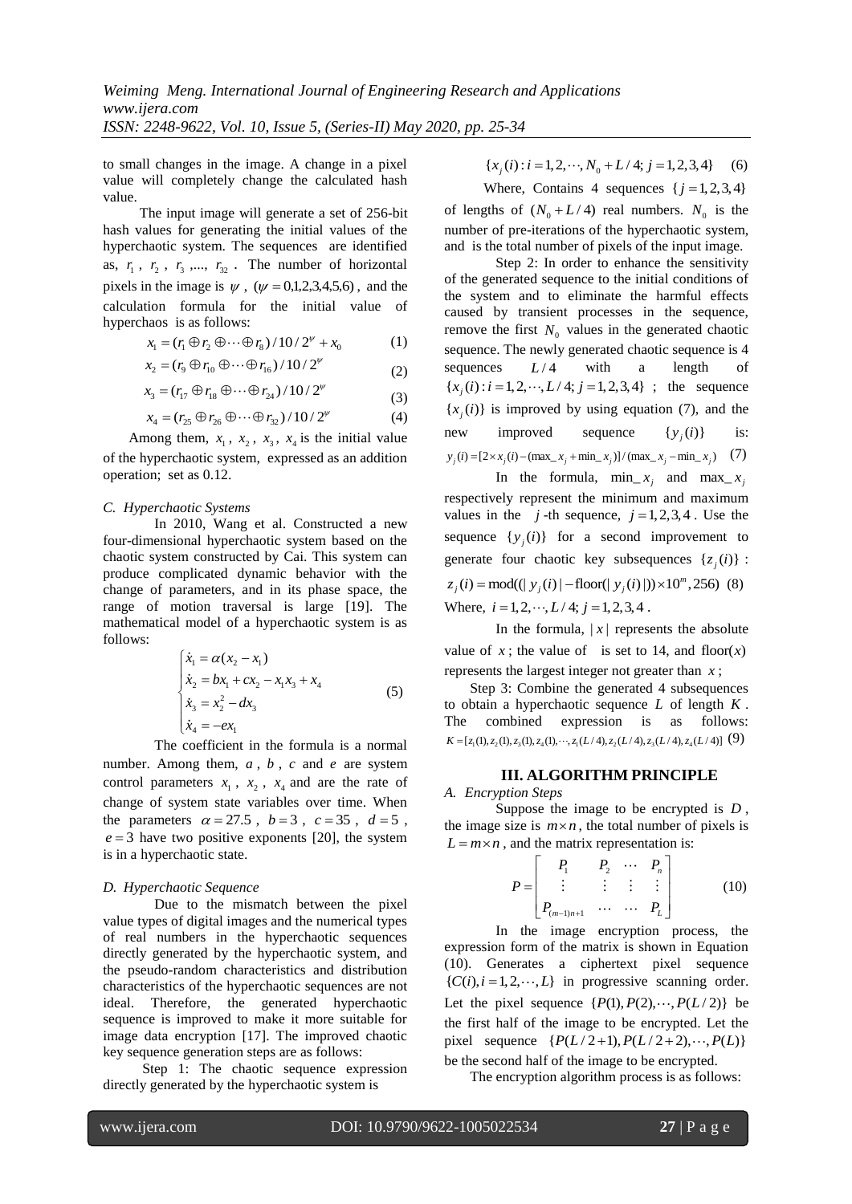to small changes in the image. A change in a pixel value will completely change the calculated hash value.

The input image will generate a set of 256-bit hash values for generating the initial values of the hyperchaotic system. The sequences are identified as, $r_1$, $r_2$, $r_3$ ,..., $r_{32}$. The number of horizontal pixels in the image is $\psi$, $(\psi = 0,1,2,3,4,5,6)$, and the calculation formula for the initial value of hyperchaos is as follows:

$$x_1 = (r_1 \oplus r_2 \oplus \cdots \oplus r_8)/10/2^{\psi} + x_0 \tag{1}$$

$$x_2 = (r_9 \oplus r_{10} \oplus \cdots \oplus r_{16})/10/2^{\psi} \tag{2}$$

$$x_3 = (r_{17} \oplus r_{18} \oplus \cdots \oplus r_{24})/10/2^{\psi} \tag{3}$$

$$x_4 = (r_{25} \oplus r_{26} \oplus \cdots \oplus r_{32})/10/2^{\psi} \tag{4}$$

Among them, $x_1$, $x_2$, $x_3$, $x_4$ is the initial value of the hyperchaotic system, expressed as an addition operation; set as 0.12.

### C. Hyperchaotic Systems

In 2010, Wang et al. Constructed a new four-dimensional hyperchaotic system based on the chaotic system constructed by Cai. This system can produce complicated dynamic behavior with the change of parameters, and in its phase space, the range of motion traversal is large [19]. The mathematical model of a hyperchaotic system is as follows:

$$\begin{cases} \dot{x}_1 = \alpha(x_2 - x_1) \\ \dot{x}_2 = bx_1 + cx_2 - x_1x_3 + x_4 \\ \dot{x}_3 = x_2^2 - dx_3 \\ \dot{x}_4 = -ex_1 \end{cases} \tag{5}$$

The coefficient in the formula is a normal number. Among them, $a$, $b$, $c$ and $e$ are system control parameters $x_1$, $x_2$, $x_4$ and are the rate of change of system state variables over time. When the parameters $\alpha = 27.5$, $b = 3$, $c = 35$, $d = 5$, $e = 3$ have two positive exponents [20], the system is in a hyperchaotic state.

### D. Hyperchaotic Sequence

Due to the mismatch between the pixel value types of digital images and the numerical types of real numbers in the hyperchaotic sequences directly generated by the hyperchaotic system, and the pseudo-random characteristics and distribution characteristics of the hyperchaotic sequences are not ideal. Therefore, the generated hyperchaotic sequence is improved to make it more suitable for image data encryption [17]. The improved chaotic key sequence generation steps are as follows:

Step 1: The chaotic sequence expression directly generated by the hyperchaotic system is

$$\{x_j(i): i = 1, 2, \cdots, N_0 + L/4;\ j = 1, 2, 3, 4\} \tag{6}$$

Where, Contains 4 sequences $\{j = 1, 2, 3, 4\}$ of lengths of $(N_0 + L/4)$ real numbers. $N_0$ is the number of pre-iterations of the hyperchaotic system, and is the total number of pixels of the input image.

Step 2: In order to enhance the sensitivity of the generated sequence to the initial conditions of the system and to eliminate the harmful effects caused by transient processes in the sequence, remove the first $N_0$ values in the generated chaotic sequence. The newly generated chaotic sequence is 4 sequences $L/4$ with a length of $\{x_j(i): i = 1, 2, \cdots, L/4;\ j = 1, 2, 3, 4\}$ ; the sequence $\{x_j(i)\}$ is improved by using equation (7), and the new improved sequence $\{y_j(i)\}$ is:

$$y_j(i) = [2 \times x_j(i) - (\max\_x_j + \min\_x_j)] / (\max\_x_j - \min\_x_j) \tag{7}$$

In the formula, $\min\_x_j$ and $\max\_x_j$ respectively represent the minimum and maximum values in the $j$-th sequence, $j = 1, 2, 3, 4$. Use the sequence $\{y_j(i)\}$ for a second improvement to generate four chaotic key subsequences $\{z_j(i)\}$ :

$$z_j(i) = \mathrm{mod}((|y_j(i)| - \mathrm{floor}(|y_j(i)|)) \times 10^m, 256) \tag{8}$$

Where, $i = 1, 2, \cdots, L/4;\ j = 1, 2, 3, 4$.

In the formula, $|x|$ represents the absolute value of $x$; the value of is set to 14, and $\mathrm{floor}(x)$ represents the largest integer not greater than $x$;

Step 3: Combine the generated 4 subsequences to obtain a hyperchaotic sequence $L$ of length $K$. The combined expression is as follows:

$$K = [z_1(1), z_2(1), z_3(1), z_4(1), \cdots, z_1(L/4), z_2(L/4), z_3(L/4), z_4(L/4)] \tag{9}$$

## III. ALGORITHM PRINCIPLE

### A. Encryption Steps

Suppose the image to be encrypted is $D$, the image size is $m \times n$, the total number of pixels is $L = m \times n$, and the matrix representation is:

$$P = \begin{bmatrix} P_1 & P_2 & \cdots & P_n \\ \vdots & \vdots & \vdots & \vdots \\ P_{(m-1)n+1} & \cdots & \cdots & P_L \end{bmatrix} \tag{10}$$

In the image encryption process, the expression form of the matrix is shown in Equation (10). Generates a ciphertext pixel sequence $\{C(i), i = 1, 2, \cdots, L\}$ in progressive scanning order. Let the pixel sequence $\{P(1), P(2), \cdots, P(L/2)\}$ be the first half of the image to be encrypted. Let the pixel sequence $\{P(L/2+1), P(L/2+2), \cdots, P(L)\}$ be the second half of the image to be encrypted.

The encryption algorithm process is as follows: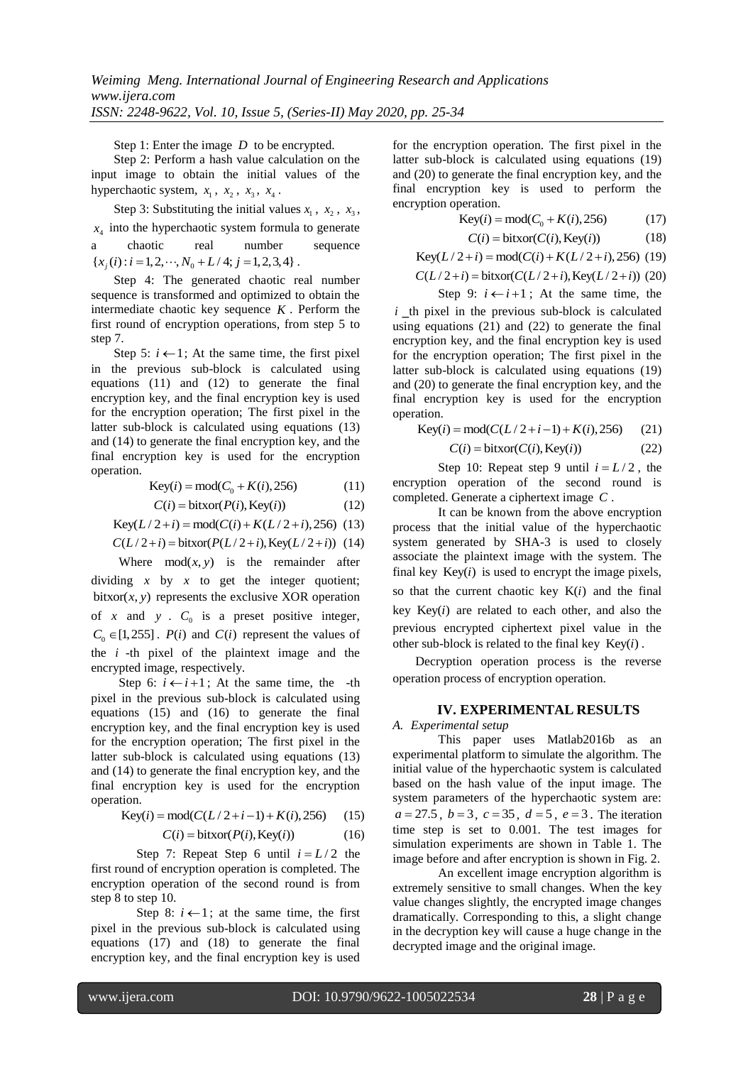Step 1: Enter the image $D$ to be encrypted.

Step 2: Perform a hash value calculation on the input image to obtain the initial values of the hyperchaotic system, $x_1$, $x_2$, $x_3$, $x_4$.

Step 3: Substituting the initial values $x_1$, $x_2$, $x_3$, $x_4$ into the hyperchaotic system formula to generate a chaotic real number sequence $\{x_j(i): i = 1, 2, \cdots, N_0 + L/4; j = 1, 2, 3, 4\}$.

Step 4: The generated chaotic real number sequence is transformed and optimized to obtain the intermediate chaotic key sequence $K$. Perform the first round of encryption operations, from step 5 to step 7.

Step 5: $i \leftarrow 1$; At the same time, the first pixel in the previous sub-block is calculated using equations (11) and (12) to generate the final encryption key, and the final encryption key is used for the encryption operation; The first pixel in the latter sub-block is calculated using equations (13) and (14) to generate the final encryption key, and the final encryption key is used for the encryption operation.

$$\text{Key}(i) = \text{mod}(C_0 + K(i), 256) \quad (11)$$

$$C(i) = \text{bitxor}(P(i), \text{Key}(i)) \quad (12)$$

$$\text{Key}(L/2+i) = \text{mod}(C(i) + K(L/2+i), 256) \quad (13)$$

$$C(L/2+i) = \text{bitxor}(P(L/2+i), \text{Key}(L/2+i)) \quad (14)$$

Where $\text{mod}(x, y)$ is the remainder after dividing $x$ by $x$ to get the integer quotient; $\text{bitxor}(x, y)$ represents the exclusive XOR operation of $x$ and $y$. $C_0$ is a preset positive integer, $C_0 \in [1, 255]$. $P(i)$ and $C(i)$ represent the values of the $i$-th pixel of the plaintext image and the encrypted image, respectively.

Step 6: $i \leftarrow i+1$; At the same time, the -th pixel in the previous sub-block is calculated using equations (15) and (16) to generate the final encryption key, and the final encryption key is used for the encryption operation; The first pixel in the latter sub-block is calculated using equations (13) and (14) to generate the final encryption key, and the final encryption key is used for the encryption operation.

$$\text{Key}(i) = \text{mod}(C(L/2+i-1) + K(i), 256) \quad (15)$$

$$C(i) = \text{bitxor}(P(i), \text{Key}(i)) \quad (16)$$

Step 7: Repeat Step 6 until $i = L/2$ the first round of encryption operation is completed. The encryption operation of the second round is from step 8 to step 10.

Step 8: $i \leftarrow 1$; at the same time, the first pixel in the previous sub-block is calculated using equations (17) and (18) to generate the final encryption key, and the final encryption key is used for the encryption operation. The first pixel in the latter sub-block is calculated using equations (19) and (20) to generate the final encryption key, and the final encryption key is used to perform the encryption operation.

$$\text{Key}(i) = \text{mod}(C_0 + K(i), 256) \quad (17)$$

$$C(i) = \text{bitxor}(C(i), \text{Key}(i)) \quad (18)$$

$$\text{Key}(L/2+i) = \text{mod}(C(i) + K(L/2+i), 256) \quad (19)$$

$$C(L/2+i) = \text{bitxor}(C(L/2+i), \text{Key}(L/2+i)) \quad (20)$$

Step 9: $i \leftarrow i+1$; At the same time, the $i$ _th pixel in the previous sub-block is calculated using equations (21) and (22) to generate the final encryption key, and the final encryption key is used for the encryption operation; The first pixel in the latter sub-block is calculated using equations (19) and (20) to generate the final encryption key, and the final encryption key is used for the encryption operation.

$$\text{Key}(i) = \text{mod}(C(L/2+i-1) + K(i), 256) \quad (21)$$

$$C(i) = \text{bitxor}(C(i), \text{Key}(i)) \quad (22)$$

Step 10: Repeat step 9 until $i = L/2$, the encryption operation of the second round is completed. Generate a ciphertext image $C$.

It can be known from the above encryption process that the initial value of the hyperchaotic system generated by SHA-3 is used to closely associate the plaintext image with the system. The final key $\text{Key}(i)$ is used to encrypt the image pixels, so that the current chaotic key $\text{K}(i)$ and the final key $\text{Key}(i)$ are related to each other, and also the previous encrypted ciphertext pixel value in the other sub-block is related to the final key $\text{Key}(i)$.

Decryption operation process is the reverse operation process of encryption operation.

## IV. EXPERIMENTAL RESULTS

### *A. Experimental setup*

This paper uses Matlab2016b as an experimental platform to simulate the algorithm. The initial value of the hyperchaotic system is calculated based on the hash value of the input image. The system parameters of the hyperchaotic system are: $a = 27.5$, $b = 3$, $c = 35$, $d = 5$, $e = 3$. The iteration time step is set to 0.001. The test images for simulation experiments are shown in Table 1. The image before and after encryption is shown in Fig. 2.

An excellent image encryption algorithm is extremely sensitive to small changes. When the key value changes slightly, the encrypted image changes dramatically. Corresponding to this, a slight change in the decryption key will cause a huge change in the decrypted image and the original image.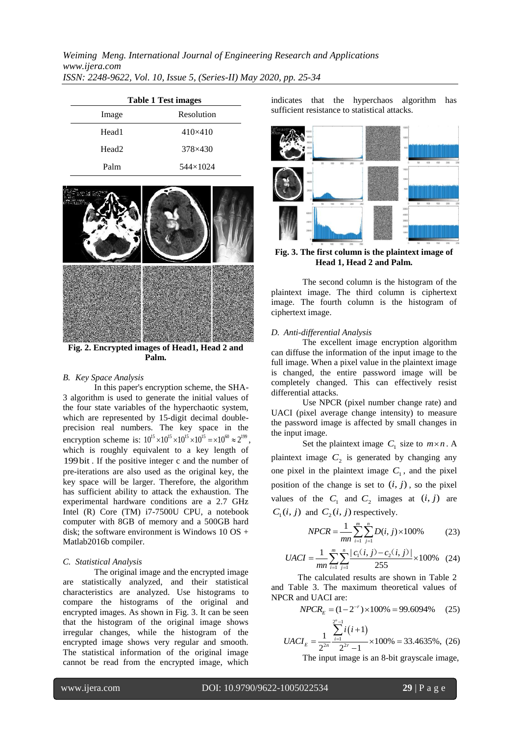**Table 1 Test images**

| Image | Resolution |
| --- | --- |
| Head1 | 410×410 |
| Head2 | 378×430 |
| Palm | 544×1024 |

**Fig. 2. Encrypted images of Head1, Head 2 and Palm.**

### *B. Key Space Analysis*

In this paper's encryption scheme, the SHA-3 algorithm is used to generate the initial values of the four state variables of the hyperchaotic system, which are represented by 15-digit decimal double-precision real numbers. The key space in the encryption scheme is: $10^{15}\times10^{15}\times10^{15}\times10^{15}=\times10^{60}\approx2^{199}$, which is roughly equivalent to a key length of $199\,\text{bit}$. If the positive integer c and the number of pre-iterations are also used as the original key, the key space will be larger. Therefore, the algorithm has sufficient ability to attack the exhaustion. The experimental hardware conditions are a 2.7 GHz Intel (R) Core (TM) i7-7500U CPU, a notebook computer with 8GB of memory and a 500GB hard disk; the software environment is Windows 10 OS + Matlab2016b compiler.

### *C. Statistical Analysis*

The original image and the encrypted image are statistically analyzed, and their statistical characteristics are analyzed. Use histograms to compare the histograms of the original and encrypted images. As shown in Fig. 3. It can be seen that the histogram of the original image shows irregular changes, while the histogram of the encrypted image shows very regular and smooth. The statistical information of the original image cannot be read from the encrypted image, which indicates that the hyperchaos algorithm has sufficient resistance to statistical attacks.

**Fig. 3. The first column is the plaintext image of Head 1, Head 2 and Palm.**

The second column is the histogram of the plaintext image. The third column is ciphertext image. The fourth column is the histogram of ciphertext image.

### *D. Anti-differential Analysis*

The excellent image encryption algorithm can diffuse the information of the input image to the full image. When a pixel value in the plaintext image is changed, the entire password image will be completely changed. This can effectively resist differential attacks.

Use NPCR (pixel number change rate) and UACI (pixel average change intensity) to measure the password image is affected by small changes in the input image.

Set the plaintext image $C_1$ size to $m\times n$. A plaintext image $C_2$ is generated by changing any one pixel in the plaintext image $C_1$, and the pixel position of the change is set to $(i,j)$, so the pixel values of the $C_1$ and $C_2$ images at $(i,j)$ are $C_1(i,j)$ and $C_2(i,j)$ respectively.

$$NPCR=\frac{1}{mn}\sum_{i=1}^{m}\sum_{j=1}^{n}D(i,j)\times100\% \tag{23}$$

$$UACI=\frac{1}{mn}\sum_{i=1}^{m}\sum_{j=1}^{n}\frac{|c_1(i,j)-c_2(i,j)|}{255}\times100\% \tag{24}$$

The calculated results are shown in Table 2 and Table 3. The maximum theoretical values of NPCR and UACI are:

$$NPCR_E=(1-2^{-r})\times100\%=99.6094\% \tag{25}$$

$$UACI_E=\frac{1}{2^{2n}}\frac{\sum_{i=1}^{2^n-1}i(i+1)}{2^{2r}-1}\times100\%=33.4635\%, \tag{26}$$

The input image is an 8-bit grayscale image,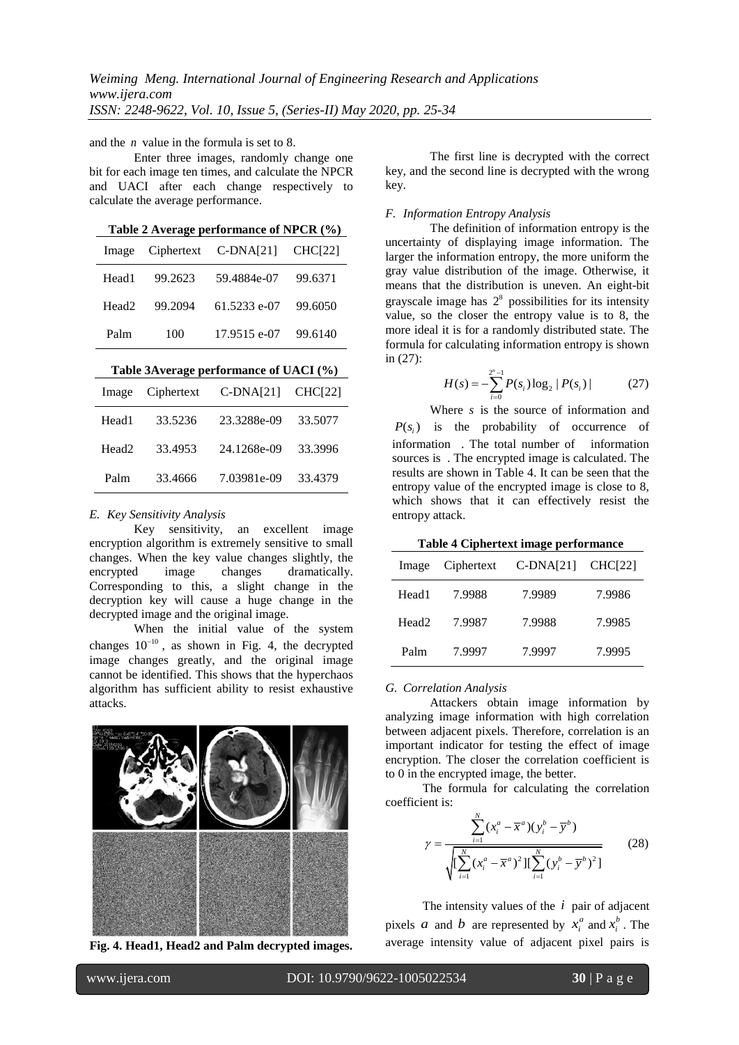and the $n$ value in the formula is set to 8.

Enter three images, randomly change one bit for each image ten times, and calculate the NPCR and UACI after each change respectively to calculate the average performance.

**Table 2 Average performance of NPCR (%)**

| Image | Ciphertext | C-DNA[21] | CHC[22] |
|---|---|---|---|
| Head1 | 99.2623 | 59.4884e-07 | 99.6371 |
| Head2 | 99.2094 | 61.5233 e-07 | 99.6050 |
| Palm | 100 | 17.9515 e-07 | 99.6140 |

**Table 3Average performance of UACI (%)**

| Image | Ciphertext | C-DNA[21] | CHC[22] |
|---|---|---|---|
| Head1 | 33.5236 | 23.3288e-09 | 33.5077 |
| Head2 | 33.4953 | 24.1268e-09 | 33.3996 |
| Palm | 33.4666 | 7.03981e-09 | 33.4379 |

### *E. Key Sensitivity Analysis*

Key sensitivity, an excellent image encryption algorithm is extremely sensitive to small changes. When the key value changes slightly, the encrypted image changes dramatically. Corresponding to this, a slight change in the decryption key will cause a huge change in the decrypted image and the original image.

When the initial value of the system changes $10^{-10}$, as shown in Fig. 4, the decrypted image changes greatly, and the original image cannot be identified. This shows that the hyperchaos algorithm has sufficient ability to resist exhaustive attacks.

**Fig. 4. Head1, Head2 and Palm decrypted images.**

The first line is decrypted with the correct key, and the second line is decrypted with the wrong key.

### *F. Information Entropy Analysis*

The definition of information entropy is the uncertainty of displaying image information. The larger the information entropy, the more uniform the gray value distribution of the image. Otherwise, it means that the distribution is uneven. An eight-bit grayscale image has $2^8$ possibilities for its intensity value, so the closer the entropy value is to 8, the more ideal it is for a randomly distributed state. The formula for calculating information entropy is shown in (27):

$$H(s) = -\sum_{i=0}^{2^n-1} P(s_i)\log_2 |P(s_i)| \qquad (27)$$

Where $s$ is the source of information and $P(s_i)$ is the probability of occurrence of information . The total number of information sources is . The encrypted image is calculated. The results are shown in Table 4. It can be seen that the entropy value of the encrypted image is close to 8, which shows that it can effectively resist the entropy attack.

**Table 4 Ciphertext image performance**

| Image | Ciphertext | C-DNA[21] | CHC[22] |
|---|---|---|---|
| Head1 | 7.9988 | 7.9989 | 7.9986 |
| Head2 | 7.9987 | 7.9988 | 7.9985 |
| Palm | 7.9997 | 7.9997 | 7.9995 |

### *G. Correlation Analysis*

Attackers obtain image information by analyzing image information with high correlation between adjacent pixels. Therefore, correlation is an important indicator for testing the effect of image encryption. The closer the correlation coefficient is to 0 in the encrypted image, the better.

The formula for calculating the correlation coefficient is:

$$\gamma = \frac{\sum_{i=1}^{N}(x_i^a - \overline{x}^a)(y_i^b - \overline{y}^b)}{\sqrt{[\sum_{i=1}^{N}(x_i^a - \overline{x}^a)^2][\sum_{i=1}^{N}(y_i^b - \overline{y}^b)^2]}} \qquad (28)$$

The intensity values of the $i$ pair of adjacent pixels $a$ and $b$ are represented by $x_i^a$ and $x_i^b$. The average intensity value of adjacent pixel pairs is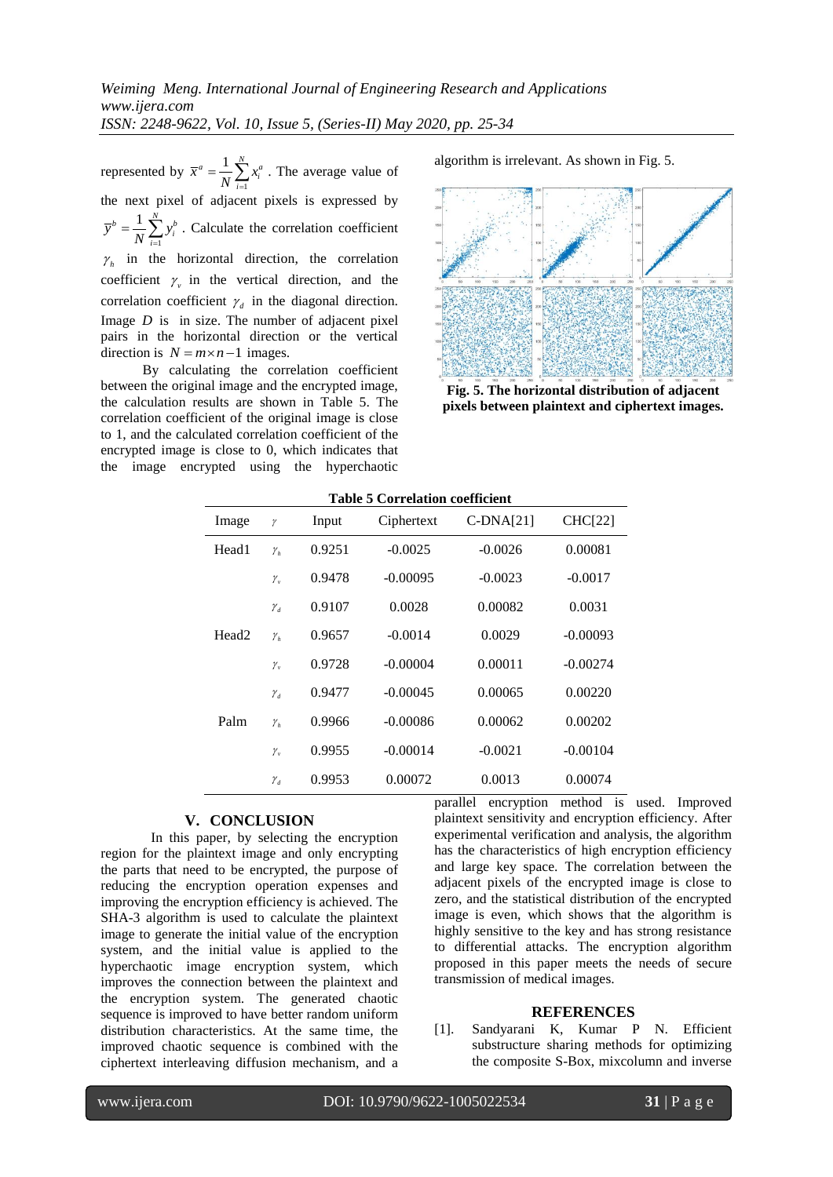represented by $\overline{x}^a = \frac{1}{N}\sum_{i=1}^{N} x_i^a$ . The average value of the next pixel of adjacent pixels is expressed by $\overline{y}^b = \frac{1}{N}\sum_{i=1}^{N} y_i^b$ . Calculate the correlation coefficient $\gamma_h$ in the horizontal direction, the correlation coefficient $\gamma_v$ in the vertical direction, and the correlation coefficient $\gamma_d$ in the diagonal direction. Image $D$ is in size. The number of adjacent pixel pairs in the horizontal direction or the vertical direction is $N = m \times n - 1$ images.

By calculating the correlation coefficient between the original image and the encrypted image, the calculation results are shown in Table 5. The correlation coefficient of the original image is close to 1, and the calculated correlation coefficient of the encrypted image is close to 0, which indicates that the image encrypted using the hyperchaotic algorithm is irrelevant. As shown in Fig. 5.

**Fig. 5. The horizontal distribution of adjacent pixels between plaintext and ciphertext images.**

**Table 5 Correlation coefficient**

| Image | $\gamma$ | Input | Ciphertext | C-DNA[21] | CHC[22] |
|---|---|---|---|---|---|
| Head1 | $\gamma_h$ | 0.9251 | -0.0025 | -0.0026 | 0.00081 |
| | $\gamma_v$ | 0.9478 | -0.00095 | -0.0023 | -0.0017 |
| | $\gamma_d$ | 0.9107 | 0.0028 | 0.00082 | 0.0031 |
| Head2 | $\gamma_h$ | 0.9657 | -0.0014 | 0.0029 | -0.00093 |
| | $\gamma_v$ | 0.9728 | -0.00004 | 0.00011 | -0.00274 |
| | $\gamma_d$ | 0.9477 | -0.00045 | 0.00065 | 0.00220 |
| Palm | $\gamma_h$ | 0.9966 | -0.00086 | 0.00062 | 0.00202 |
| | $\gamma_v$ | 0.9955 | -0.00014 | -0.0021 | -0.00104 |
| | $\gamma_d$ | 0.9953 | 0.00072 | 0.0013 | 0.00074 |

## V. CONCLUSION

In this paper, by selecting the encryption region for the plaintext image and only encrypting the parts that need to be encrypted, the purpose of reducing the encryption operation expenses and improving the encryption efficiency is achieved. The SHA-3 algorithm is used to calculate the plaintext image to generate the initial value of the encryption system, and the initial value is applied to the hyperchaotic image encryption system, which improves the connection between the plaintext and the encryption system. The generated chaotic sequence is improved to have better random uniform distribution characteristics. At the same time, the improved chaotic sequence is combined with the ciphertext interleaving diffusion mechanism, and a parallel encryption method is used. Improved plaintext sensitivity and encryption efficiency. After experimental verification and analysis, the algorithm has the characteristics of high encryption efficiency and large key space. The correlation between the adjacent pixels of the encrypted image is close to zero, and the statistical distribution of the encrypted image is even, which shows that the algorithm is highly sensitive to the key and has strong resistance to differential attacks. The encryption algorithm proposed in this paper meets the needs of secure transmission of medical images.

## REFERENCES

[1]. Sandyarani K, Kumar P N. Efficient substructure sharing methods for optimizing the composite S-Box, mixcolumn and inverse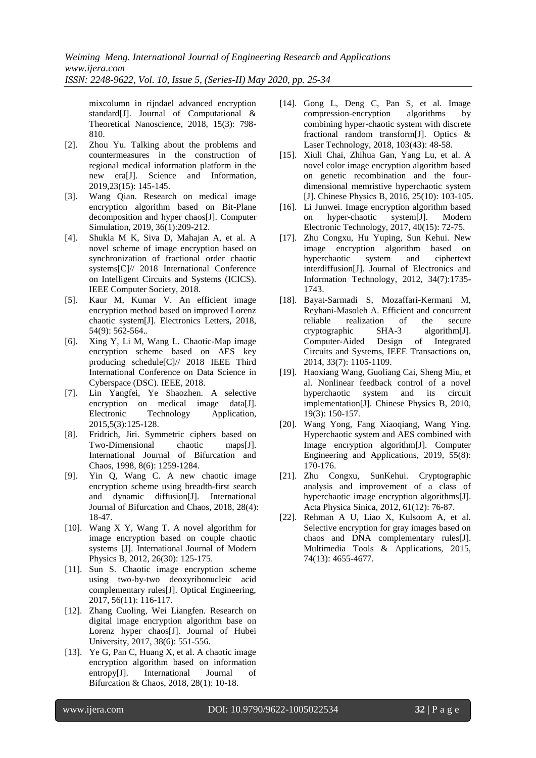mixcolumn in rijndael advanced encryption standard[J]. Journal of Computational & Theoretical Nanoscience, 2018, 15(3): 798-810.

[2]. Zhou Yu. Talking about the problems and countermeasures in the construction of regional medical information platform in the new era[J]. Science and Information, 2019,23(15): 145-145.

[3]. Wang Qian. Research on medical image encryption algorithm based on Bit-Plane decomposition and hyper chaos[J]. Computer Simulation, 2019, 36(1):209-212.

[4]. Shukla M K, Siva D, Mahajan A, et al. A novel scheme of image encryption based on synchronization of fractional order chaotic systems[C]// 2018 International Conference on Intelligent Circuits and Systems (ICICS). IEEE Computer Society, 2018.

[5]. Kaur M, Kumar V. An efficient image encryption method based on improved Lorenz chaotic system[J]. Electronics Letters, 2018, 54(9): 562-564..

[6]. Xing Y, Li M, Wang L. Chaotic-Map image encryption scheme based on AES key producing schedule[C]// 2018 IEEE Third International Conference on Data Science in Cyberspace (DSC). IEEE, 2018.

[7]. Lin Yangfei, Ye Shaozhen. A selective encryption on medical image data[J]. Electronic Technology Application, 2015,5(3):125-128.

[8]. Fridrich, Jiri. Symmetric ciphers based on Two-Dimensional chaotic maps[J]. International Journal of Bifurcation and Chaos, 1998, 8(6): 1259-1284.

[9]. Yin Q, Wang C. A new chaotic image encryption scheme using breadth-first search and dynamic diffusion[J]. International Journal of Bifurcation and Chaos, 2018, 28(4): 18-47.

[10]. Wang X Y, Wang T. A novel algorithm for image encryption based on couple chaotic systems [J]. International Journal of Modern Physics B, 2012, 26(30): 125-175.

[11]. Sun S. Chaotic image encryption scheme using two-by-two deoxyribonucleic acid complementary rules[J]. Optical Engineering, 2017, 56(11): 116-117.

[12]. Zhang Cuoling, Wei Liangfen. Research on digital image encryption algorithm base on Lorenz hyper chaos[J]. Journal of Hubei University, 2017, 38(6): 551-556.

[13]. Ye G, Pan C, Huang X, et al. A chaotic image encryption algorithm based on information entropy[J]. International Journal of Bifurcation & Chaos, 2018, 28(1): 10-18.

[14]. Gong L, Deng C, Pan S, et al. Image compression-encryption algorithms by combining hyper-chaotic system with discrete fractional random transform[J]. Optics & Laser Technology, 2018, 103(43): 48-58.

[15]. Xiuli Chai, Zhihua Gan, Yang Lu, et al. A novel color image encryption algorithm based on genetic recombination and the four-dimensional memristive hyperchaotic system [J]. Chinese Physics B, 2016, 25(10): 103-105.

[16]. Li Junwei. Image encryption algorithm based on hyper-chaotic system[J]. Modern Electronic Technology, 2017, 40(15): 72-75.

[17]. Zhu Congxu, Hu Yuping, Sun Kehui. New image encryption algorithm based on hyperchaotic system and ciphertext interdiffusion[J]. Journal of Electronics and Information Technology, 2012, 34(7):1735-1743.

[18]. Bayat-Sarmadi S, Mozaffari-Kermani M, Reyhani-Masoleh A. Efficient and concurrent reliable realization of the secure cryptographic SHA-3 algorithm[J]. Computer-Aided Design of Integrated Circuits and Systems, IEEE Transactions on, 2014, 33(7): 1105-1109.

[19]. Haoxiang Wang, Guoliang Cai, Sheng Miu, et al. Nonlinear feedback control of a novel hyperchaotic system and its circuit implementation[J]. Chinese Physics B, 2010, 19(3): 150-157.

[20]. Wang Yong, Fang Xiaoqiang, Wang Ying. Hyperchaotic system and AES combined with Image encryption algorithm[J]. Computer Engineering and Applications, 2019, 55(8): 170-176.

[21]. Zhu Congxu, SunKehui. Cryptographic analysis and improvement of a class of hyperchaotic image encryption algorithms[J]. Acta Physica Sinica, 2012, 61(12): 76-87.

[22]. Rehman A U, Liao X, Kulsoom A, et al. Selective encryption for gray images based on chaos and DNA complementary rules[J]. Multimedia Tools & Applications, 2015, 74(13): 4655-4677.